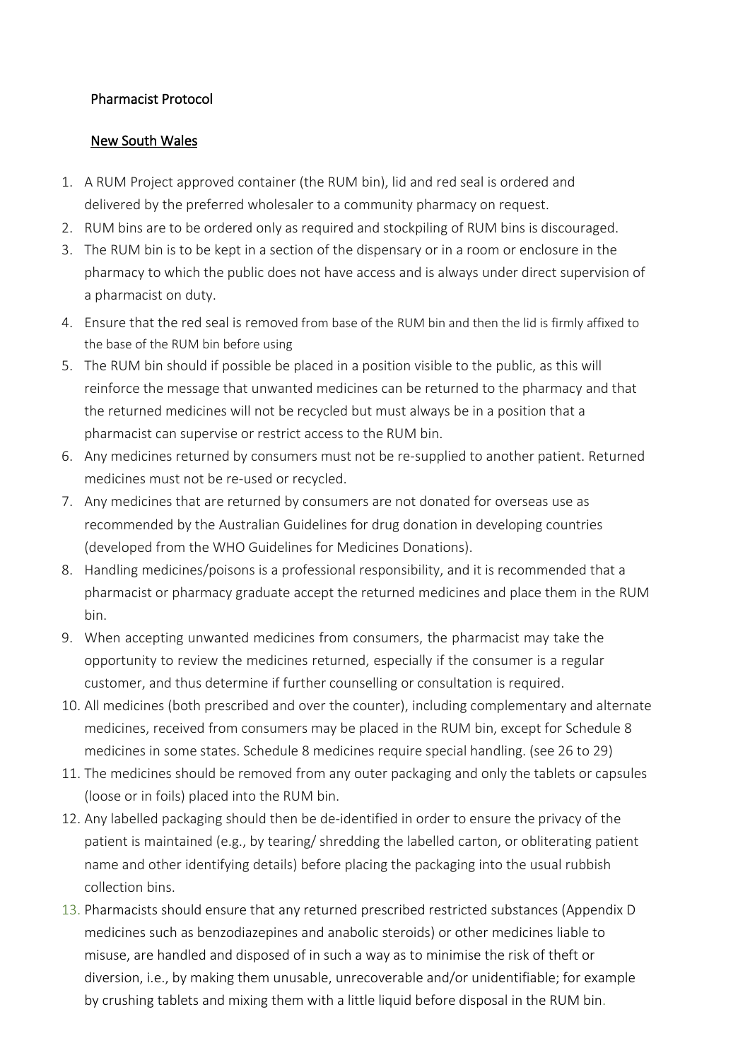## Pharmacist Protocol

### New South Wales

1. A RUM Project approved container (the RUM bin), lid and red seal is ordered and delivered by the preferred wholesaler to a community pharmacy on request.
2. RUM bins are to be ordered only as required and stockpiling of RUM bins is discouraged.
3. The RUM bin is to be kept in a section of the dispensary or in a room or enclosure in the pharmacy to which the public does not have access and is always under direct supervision of a pharmacist on duty.
4. Ensure that the red seal is removed from base of the RUM bin and then the lid is firmly affixed to the base of the RUM bin before using
5. The RUM bin should if possible be placed in a position visible to the public, as this will reinforce the message that unwanted medicines can be returned to the pharmacy and that the returned medicines will not be recycled but must always be in a position that a pharmacist can supervise or restrict access to the RUM bin.
6. Any medicines returned by consumers must not be re-supplied to another patient. Returned medicines must not be re-used or recycled.
7. Any medicines that are returned by consumers are not donated for overseas use as recommended by the Australian Guidelines for drug donation in developing countries (developed from the WHO Guidelines for Medicines Donations).
8. Handling medicines/poisons is a professional responsibility, and it is recommended that a pharmacist or pharmacy graduate accept the returned medicines and place them in the RUM bin.
9. When accepting unwanted medicines from consumers, the pharmacist may take the opportunity to review the medicines returned, especially if the consumer is a regular customer, and thus determine if further counselling or consultation is required.
10. All medicines (both prescribed and over the counter), including complementary and alternate medicines, received from consumers may be placed in the RUM bin, except for Schedule 8 medicines in some states. Schedule 8 medicines require special handling. (see 26 to 29)
11. The medicines should be removed from any outer packaging and only the tablets or capsules (loose or in foils) placed into the RUM bin.
12. Any labelled packaging should then be de-identified in order to ensure the privacy of the patient is maintained (e.g., by tearing/ shredding the labelled carton, or obliterating patient name and other identifying details) before placing the packaging into the usual rubbish collection bins.
13. Pharmacists should ensure that any returned prescribed restricted substances (Appendix D medicines such as benzodiazepines and anabolic steroids) or other medicines liable to misuse, are handled and disposed of in such a way as to minimise the risk of theft or diversion, i.e., by making them unusable, unrecoverable and/or unidentifiable; for example by crushing tablets and mixing them with a little liquid before disposal in the RUM bin.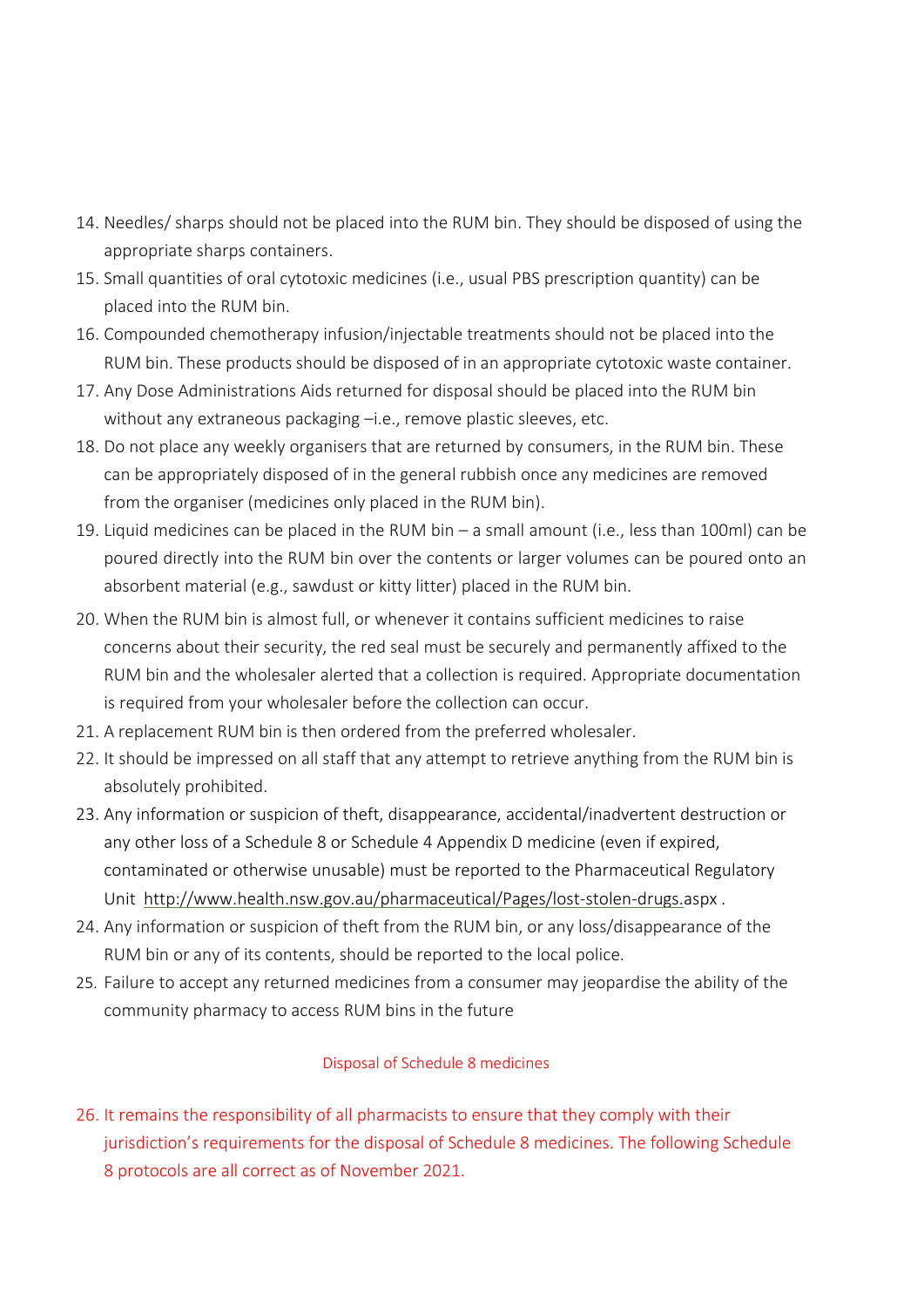14. Needles/ sharps should not be placed into the RUM bin. They should be disposed of using the appropriate sharps containers.
15. Small quantities of oral cytotoxic medicines (i.e., usual PBS prescription quantity) can be placed into the RUM bin.
16. Compounded chemotherapy infusion/injectable treatments should not be placed into the RUM bin. These products should be disposed of in an appropriate cytotoxic waste container.
17. Any Dose Administrations Aids returned for disposal should be placed into the RUM bin without any extraneous packaging –i.e., remove plastic sleeves, etc.
18. Do not place any weekly organisers that are returned by consumers, in the RUM bin. These can be appropriately disposed of in the general rubbish once any medicines are removed from the organiser (medicines only placed in the RUM bin).
19. Liquid medicines can be placed in the RUM bin – a small amount (i.e., less than 100ml) can be poured directly into the RUM bin over the contents or larger volumes can be poured onto an absorbent material (e.g., sawdust or kitty litter) placed in the RUM bin.
20. When the RUM bin is almost full, or whenever it contains sufficient medicines to raise concerns about their security, the red seal must be securely and permanently affixed to the RUM bin and the wholesaler alerted that a collection is required. Appropriate documentation is required from your wholesaler before the collection can occur.
21. A replacement RUM bin is then ordered from the preferred wholesaler.
22. It should be impressed on all staff that any attempt to retrieve anything from the RUM bin is absolutely prohibited.
23. Any information or suspicion of theft, disappearance, accidental/inadvertent destruction or any other loss of a Schedule 8 or Schedule 4 Appendix D medicine (even if expired, contaminated or otherwise unusable) must be reported to the Pharmaceutical Regulatory Unit http://www.health.nsw.gov.au/pharmaceutical/Pages/lost-stolen-drugs.aspx .
24. Any information or suspicion of theft from the RUM bin, or any loss/disappearance of the RUM bin or any of its contents, should be reported to the local police.
25. Failure to accept any returned medicines from a consumer may jeopardise the ability of the community pharmacy to access RUM bins in the future

## Disposal of Schedule 8 medicines

26. It remains the responsibility of all pharmacists to ensure that they comply with their jurisdiction's requirements for the disposal of Schedule 8 medicines. The following Schedule 8 protocols are all correct as of November 2021.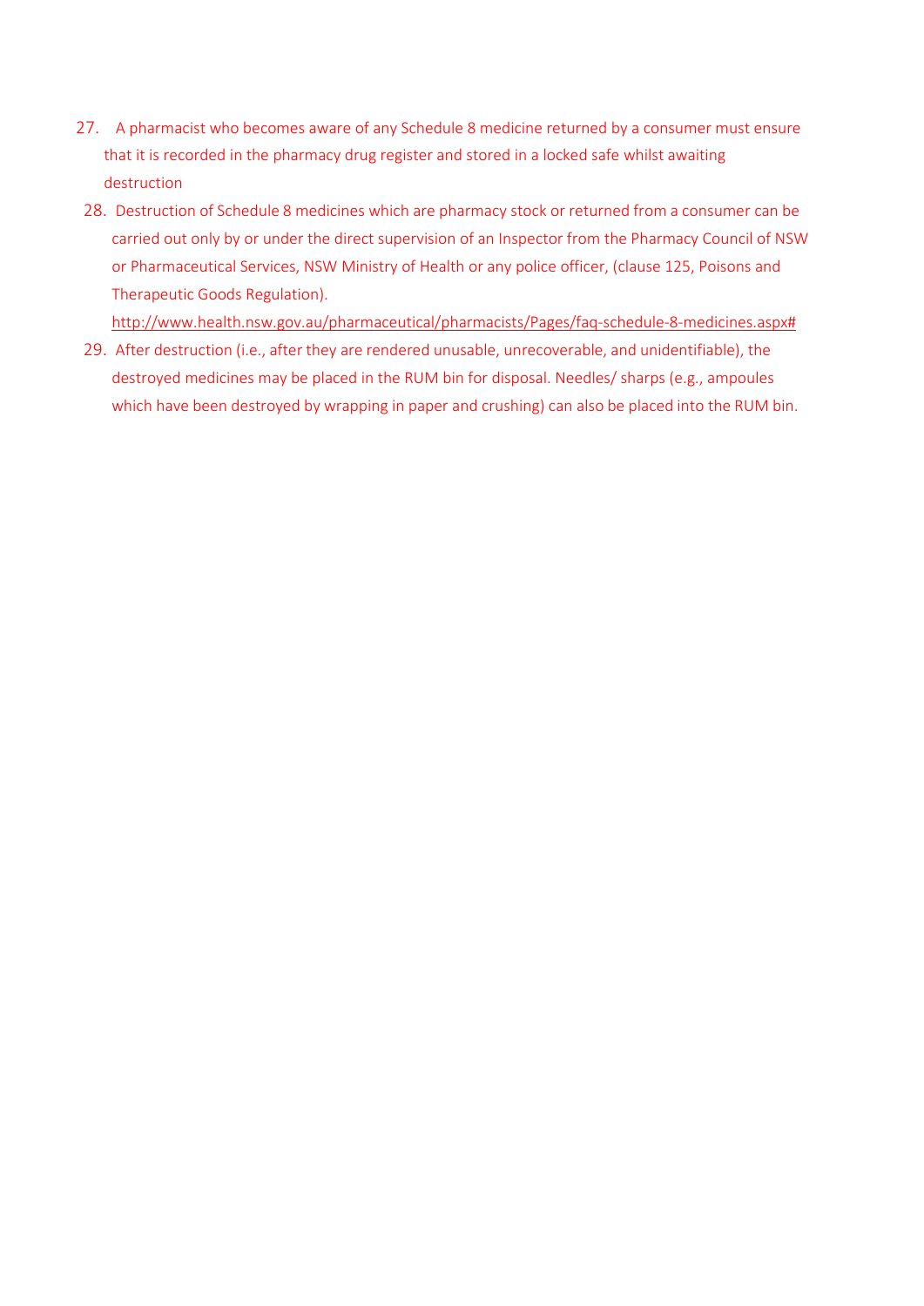27. A pharmacist who becomes aware of any Schedule 8 medicine returned by a consumer must ensure that it is recorded in the pharmacy drug register and stored in a locked safe whilst awaiting destruction

28. Destruction of Schedule 8 medicines which are pharmacy stock or returned from a consumer can be carried out only by or under the direct supervision of an Inspector from the Pharmacy Council of NSW or Pharmaceutical Services, NSW Ministry of Health or any police officer, (clause 125, Poisons and Therapeutic Goods Regulation).
http://www.health.nsw.gov.au/pharmaceutical/pharmacists/Pages/faq-schedule-8-medicines.aspx#

29. After destruction (i.e., after they are rendered unusable, unrecoverable, and unidentifiable), the destroyed medicines may be placed in the RUM bin for disposal. Needles/ sharps (e.g., ampoules which have been destroyed by wrapping in paper and crushing) can also be placed into the RUM bin.